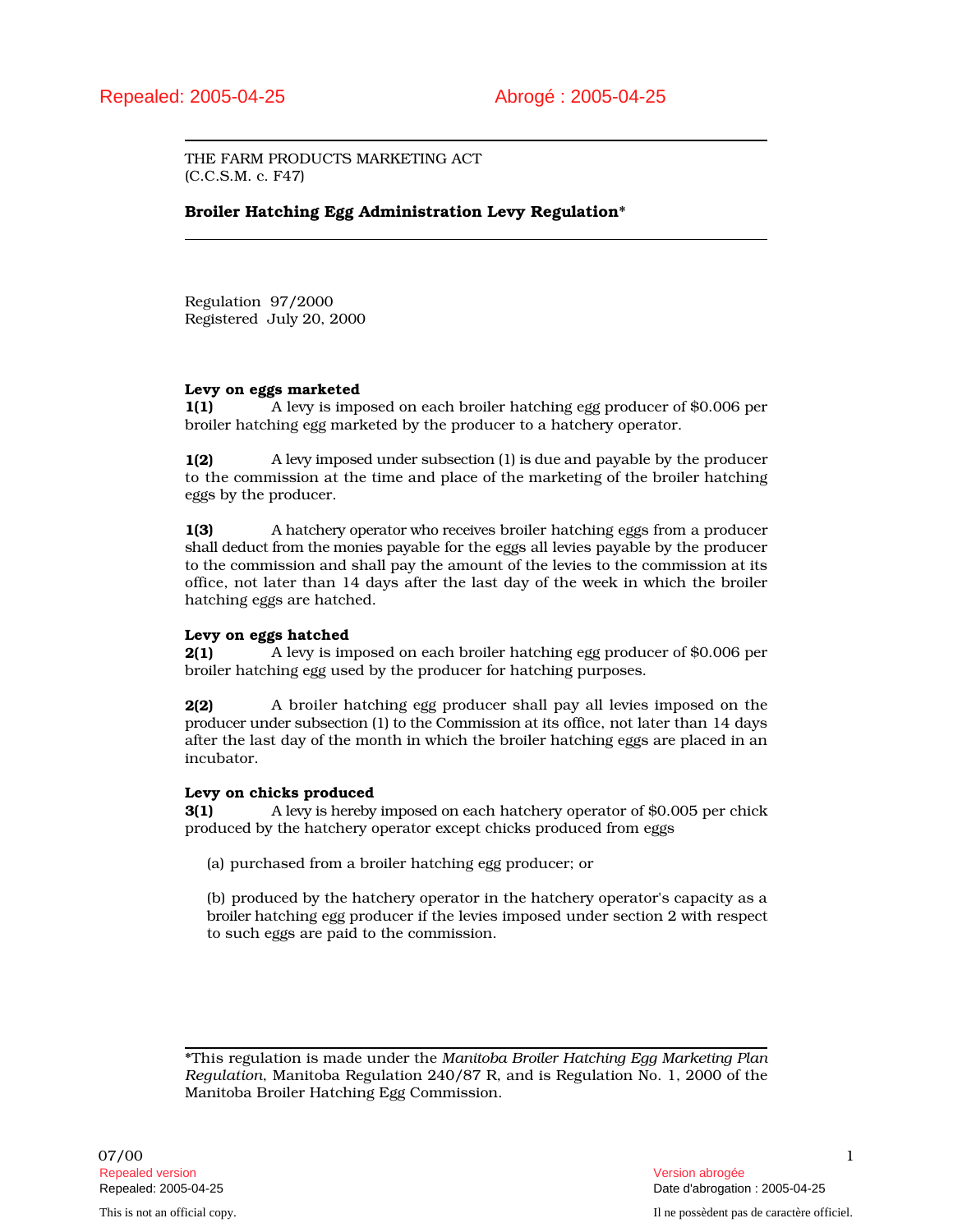Repealed: 2005-04-25 Abrogé : 2005-04-25

THE FARM PRODUCTS MARKETING ACT
(C.C.S.M. c. F47)

# Broiler Hatching Egg Administration Levy Regulation*

Regulation 97/2000
Registered July 20, 2000

**Levy on eggs marketed**

**1(1)** A levy is imposed on each broiler hatching egg producer of $0.006 per broiler hatching egg marketed by the producer to a hatchery operator.

**1(2)** A levy imposed under subsection (1) is due and payable by the producer to the commission at the time and place of the marketing of the broiler hatching eggs by the producer.

**1(3)** A hatchery operator who receives broiler hatching eggs from a producer shall deduct from the monies payable for the eggs all levies payable by the producer to the commission and shall pay the amount of the levies to the commission at its office, not later than 14 days after the last day of the week in which the broiler hatching eggs are hatched.

**Levy on eggs hatched**

**2(1)** A levy is imposed on each broiler hatching egg producer of $0.006 per broiler hatching egg used by the producer for hatching purposes.

**2(2)** A broiler hatching egg producer shall pay all levies imposed on the producer under subsection (1) to the Commission at its office, not later than 14 days after the last day of the month in which the broiler hatching eggs are placed in an incubator.

**Levy on chicks produced**

**3(1)** A levy is hereby imposed on each hatchery operator of $0.005 per chick produced by the hatchery operator except chicks produced from eggs

(a) purchased from a broiler hatching egg producer; or

(b) produced by the hatchery operator in the hatchery operator's capacity as a broiler hatching egg producer if the levies imposed under section 2 with respect to such eggs are paid to the commission.

---

*This regulation is made under the *Manitoba Broiler Hatching Egg Marketing Plan Regulation*, Manitoba Regulation 240/87 R, and is Regulation No. 1, 2000 of the Manitoba Broiler Hatching Egg Commission.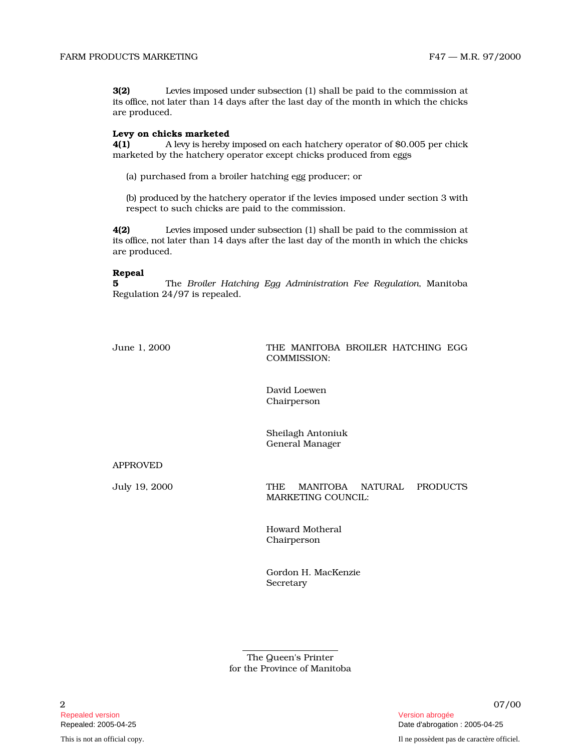**3(2)** Levies imposed under subsection (1) shall be paid to the commission at its office, not later than 14 days after the last day of the month in which the chicks are produced.

**Levy on chicks marketed**

**4(1)** A levy is hereby imposed on each hatchery operator of $0.005 per chick marketed by the hatchery operator except chicks produced from eggs

(a) purchased from a broiler hatching egg producer; or

(b) produced by the hatchery operator if the levies imposed under section 3 with respect to such chicks are paid to the commission.

**4(2)** Levies imposed under subsection (1) shall be paid to the commission at its office, not later than 14 days after the last day of the month in which the chicks are produced.

**Repeal**

**5** The *Broiler Hatching Egg Administration Fee Regulation*, Manitoba Regulation 24/97 is repealed.

June 1, 2000

THE MANITOBA BROILER HATCHING EGG COMMISSION:

David Loewen
Chairperson

Sheilagh Antoniuk
General Manager

APPROVED

July 19, 2000

THE MANITOBA NATURAL PRODUCTS MARKETING COUNCIL:

Howard Motheral
Chairperson

Gordon H. MacKenzie
Secretary

The Queen's Printer
for the Province of Manitoba

Repealed version
Repealed: 2005-04-25

Version abrogée
Date d'abrogation : 2005-04-25

This is not an official copy.

Il ne possèdent pas de caractère officiel.